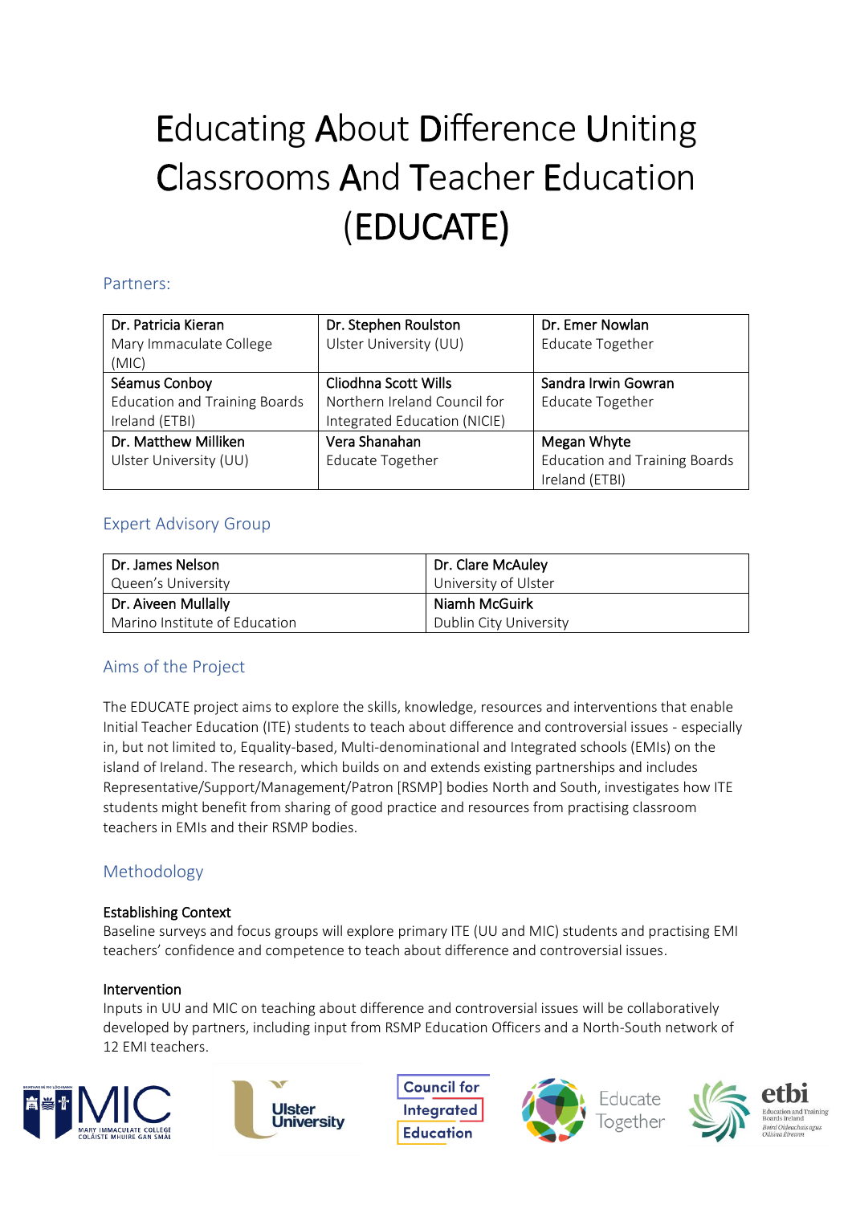# Educating About Difference Uniting Classrooms And Teacher Education (EDUCATE)

## Partners:

| | | |
|---|---|---|
| Dr. Patricia Kieran<br>Mary Immaculate College (MIC) | Dr. Stephen Roulston<br>Ulster University (UU) | Dr. Emer Nowlan<br>Educate Together |
| Séamus Conboy<br>Education and Training Boards Ireland (ETBI) | Cliodhna Scott Wills<br>Northern Ireland Council for Integrated Education (NICIE) | Sandra Irwin Gowran<br>Educate Together |
| Dr. Matthew Milliken<br>Ulster University (UU) | Vera Shanahan<br>Educate Together | Megan Whyte<br>Education and Training Boards Ireland (ETBI) |

## Expert Advisory Group

| | |
|---|---|
| Dr. James Nelson<br>Queen's University | Dr. Clare McAuley<br>University of Ulster |
| Dr. Aiveen Mullally<br>Marino Institute of Education | Niamh McGuirk<br>Dublin City University |

## Aims of the Project

The EDUCATE project aims to explore the skills, knowledge, resources and interventions that enable Initial Teacher Education (ITE) students to teach about difference and controversial issues - especially in, but not limited to, Equality-based, Multi-denominational and Integrated schools (EMIs) on the island of Ireland. The research, which builds on and extends existing partnerships and includes Representative/Support/Management/Patron [RSMP] bodies North and South, investigates how ITE students might benefit from sharing of good practice and resources from practising classroom teachers in EMIs and their RSMP bodies.

## Methodology

**Establishing Context**

Baseline surveys and focus groups will explore primary ITE (UU and MIC) students and practising EMI teachers' confidence and competence to teach about difference and controversial issues.

**Intervention**

Inputs in UU and MIC on teaching about difference and controversial issues will be collaboratively developed by partners, including input from RSMP Education Officers and a North-South network of 12 EMI teachers.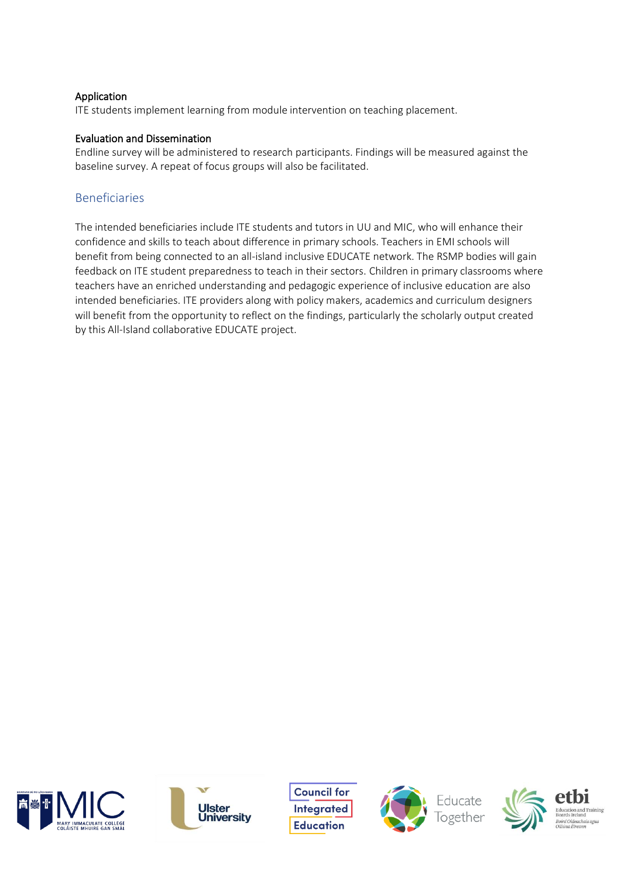**Application**

ITE students implement learning from module intervention on teaching placement.

**Evaluation and Dissemination**

Endline survey will be administered to research participants. Findings will be measured against the baseline survey. A repeat of focus groups will also be facilitated.

## Beneficiaries

The intended beneficiaries include ITE students and tutors in UU and MIC, who will enhance their confidence and skills to teach about difference in primary schools. Teachers in EMI schools will benefit from being connected to an all-island inclusive EDUCATE network. The RSMP bodies will gain feedback on ITE student preparedness to teach in their sectors. Children in primary classrooms where teachers have an enriched understanding and pedagogic experience of inclusive education are also intended beneficiaries. ITE providers along with policy makers, academics and curriculum designers will benefit from the opportunity to reflect on the findings, particularly the scholarly output created by this All-Island collaborative EDUCATE project.